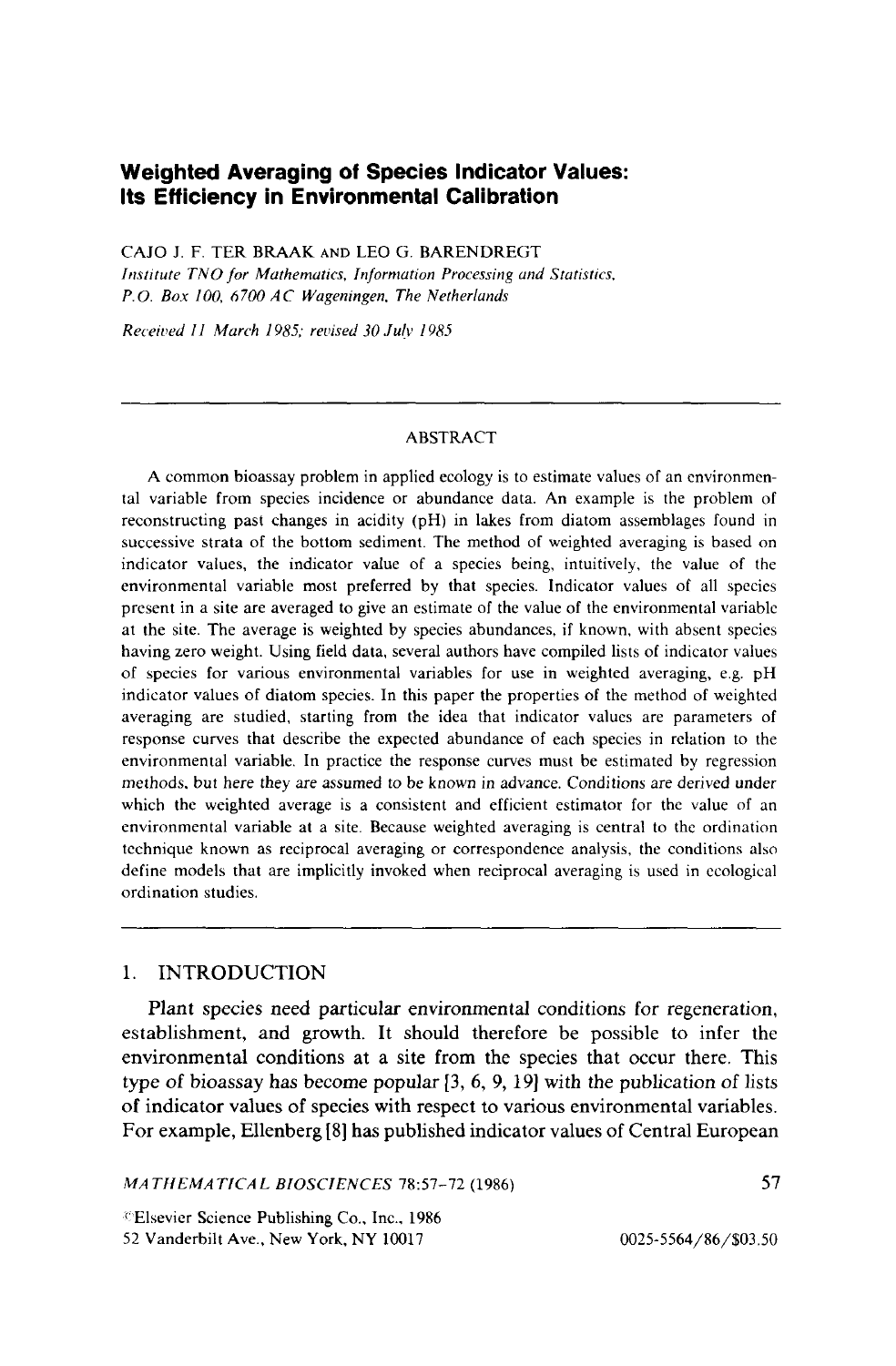# Weighted Averaging of Species Indicator Values: Its Efficiency in Environmental Calibration

CAJO J. F. TER BRAAK AND LEO G. BARENDREGT

*Institute TNO for Mathematics, Information Processing and Statistics, P.O. Box 100, 6700 AC Wageningen, The Netherlands*

*Received 11 March 1985; revised 30 July 1985*

## ABSTRACT

A common bioassay problem in applied ecology is to estimate values of an environmental variable from species incidence or abundance data. An example is the problem of reconstructing past changes in acidity (pH) in lakes from diatom assemblages found in successive strata of the bottom sediment. The method of weighted averaging is based on indicator values, the indicator value of a species being, intuitively, the value of the environmental variable most preferred by that species. Indicator values of all species present in a site are averaged to give an estimate of the value of the environmental variable at the site. The average is weighted by species abundances, if known, with absent species having zero weight. Using field data, several authors have compiled lists of indicator values of species for various environmental variables for use in weighted averaging, e.g. pH indicator values of diatom species. In this paper the properties of the method of weighted averaging are studied, starting from the idea that indicator values are parameters of response curves that describe the expected abundance of each species in relation to the environmental variable. In practice the response curves must be estimated by regression methods, but here they are assumed to be known in advance. Conditions are derived under which the weighted average is a consistent and efficient estimator for the value of an environmental variable at a site. Because weighted averaging is central to the ordination technique known as reciprocal averaging or correspondence analysis, the conditions also define models that are implicitly invoked when reciprocal averaging is used in ecological ordination studies.

## 1. INTRODUCTION

Plant species need particular environmental conditions for regeneration, establishment, and growth. It should therefore be possible to infer the environmental conditions at a site from the species that occur there. This type of bioassay has become popular [3, 6, 9, 19] with the publication of lists of indicator values of species with respect to various environmental variables. For example, Ellenberg [8] has published indicator values of Central European

©Elsevier Science Publishing Co., Inc., 1986
52 Vanderbilt Ave., New York, NY 10017 0025-5564/86/$03.50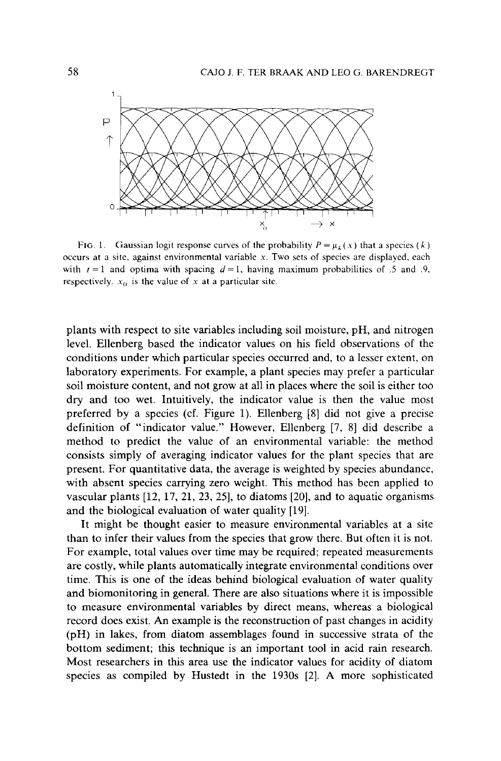FIG. 1. Gaussian logit response curves of the probability $P = \mu_k(x)$ that a species ($k$) occurs at a site, against environmental variable $x$. Two sets of species are displayed, each with $t = 1$ and optima with spacing $d = 1$, having maximum probabilities of .5 and .9, respectively. $x_0$ is the value of $x$ at a particular site.

plants with respect to site variables including soil moisture, pH, and nitrogen level. Ellenberg based the indicator values on his field observations of the conditions under which particular species occurred and, to a lesser extent, on laboratory experiments. For example, a plant species may prefer a particular soil moisture content, and not grow at all in places where the soil is either too dry and too wet. Intuitively, the indicator value is then the value most preferred by a species (cf. Figure 1). Ellenberg [8] did not give a precise definition of "indicator value." However, Ellenberg [7, 8] did describe a method to predict the value of an environmental variable: the method consists simply of averaging indicator values for the plant species that are present. For quantitative data, the average is weighted by species abundance, with absent species carrying zero weight. This method has been applied to vascular plants [12, 17, 21, 23, 25], to diatoms [20], and to aquatic organisms and the biological evaluation of water quality [19].

It might be thought easier to measure environmental variables at a site than to infer their values from the species that grow there. But often it is not. For example, total values over time may be required; repeated measurements are costly, while plants automatically integrate environmental conditions over time. This is one of the ideas behind biological evaluation of water quality and biomonitoring in general. There are also situations where it is impossible to measure environmental variables by direct means, whereas a biological record does exist. An example is the reconstruction of past changes in acidity (pH) in lakes, from diatom assemblages found in successive strata of the bottom sediment; this technique is an important tool in acid rain research. Most researchers in this area use the indicator values for acidity of diatom species as compiled by Hustedt in the 1930s [2]. A more sophisticated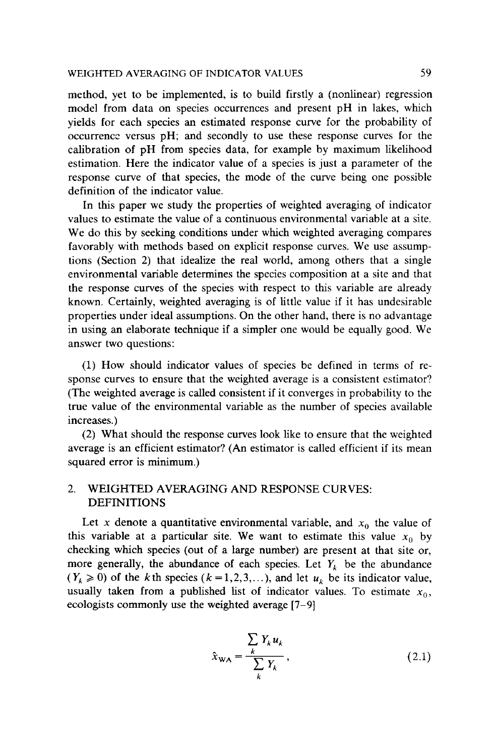method, yet to be implemented, is to build firstly a (nonlinear) regression model from data on species occurrences and present pH in lakes, which yields for each species an estimated response curve for the probability of occurrence versus pH; and secondly to use these response curves for the calibration of pH from species data, for example by maximum likelihood estimation. Here the indicator value of a species is just a parameter of the response curve of that species, the mode of the curve being one possible definition of the indicator value.

In this paper we study the properties of weighted averaging of indicator values to estimate the value of a continuous environmental variable at a site. We do this by seeking conditions under which weighted averaging compares favorably with methods based on explicit response curves. We use assumptions (Section 2) that idealize the real world, among others that a single environmental variable determines the species composition at a site and that the response curves of the species with respect to this variable are already known. Certainly, weighted averaging is of little value if it has undesirable properties under ideal assumptions. On the other hand, there is no advantage in using an elaborate technique if a simpler one would be equally good. We answer two questions:

(1) How should indicator values of species be defined in terms of response curves to ensure that the weighted average is a consistent estimator? (The weighted average is called consistent if it converges in probability to the true value of the environmental variable as the number of species available increases.)

(2) What should the response curves look like to ensure that the weighted average is an efficient estimator? (An estimator is called efficient if its mean squared error is minimum.)

## 2. WEIGHTED AVERAGING AND RESPONSE CURVES: DEFINITIONS

Let $x$ denote a quantitative environmental variable, and $x_0$ the value of this variable at a particular site. We want to estimate this value $x_0$ by checking which species (out of a large number) are present at that site or, more generally, the abundance of each species. Let $Y_k$ be the abundance ($Y_k \geqslant 0$) of the $k$th species ($k = 1,2,3,\ldots$), and let $u_k$ be its indicator value, usually taken from a published list of indicator values. To estimate $x_0$, ecologists commonly use the weighted average [7–9]

$$\hat{x}_{\mathrm{WA}} = \frac{\sum_k Y_k u_k}{\sum_k Y_k}, \tag{2.1}$$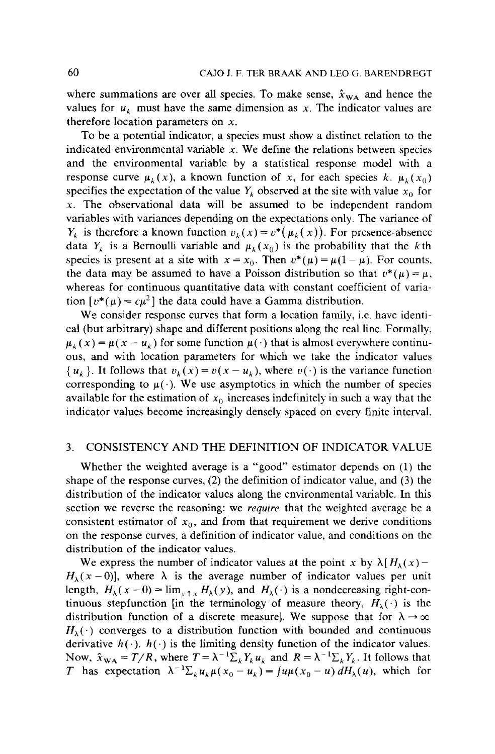where summations are over all species. To make sense, $\hat{x}_{WA}$ and hence the values for $u_k$ must have the same dimension as $x$. The indicator values are therefore location parameters on $x$.

To be a potential indicator, a species must show a distinct relation to the indicated environmental variable $x$. We define the relations between species and the environmental variable by a statistical response model with a response curve $\mu_k(x)$, a known function of $x$, for each species $k$. $\mu_k(x_0)$ specifies the expectation of the value $Y_k$ observed at the site with value $x_0$ for $x$. The observational data will be assumed to be independent random variables with variances depending on the expectations only. The variance of $Y_k$ is therefore a known function $v_k(x) = v^*(\mu_k(x))$. For presence-absence data $Y_k$ is a Bernoulli variable and $\mu_k(x_0)$ is the probability that the $k$th species is present at a site with $x = x_0$. Then $v^*(\mu) = \mu(1-\mu)$. For counts, the data may be assumed to have a Poisson distribution so that $v^*(\mu) = \mu$, whereas for continuous quantitative data with constant coefficient of variation [$v^*(\mu) = c\mu^2$] the data could have a Gamma distribution.

We consider response curves that form a location family, i.e. have identical (but arbitrary) shape and different positions along the real line. Formally, $\mu_k(x) = \mu(x - u_k)$ for some function $\mu(\cdot)$ that is almost everywhere continuous, and with location parameters for which we take the indicator values $\{u_k\}$. It follows that $v_k(x) = v(x - u_k)$, where $v(\cdot)$ is the variance function corresponding to $\mu(\cdot)$. We use asymptotics in which the number of species available for the estimation of $x_0$ increases indefinitely in such a way that the indicator values become increasingly densely spaced on every finite interval.

## 3. CONSISTENCY AND THE DEFINITION OF INDICATOR VALUE

Whether the weighted average is a "good" estimator depends on (1) the shape of the response curves, (2) the definition of indicator value, and (3) the distribution of the indicator values along the environmental variable. In this section we reverse the reasoning: we *require* that the weighted average be a consistent estimator of $x_0$, and from that requirement we derive conditions on the response curves, a definition of indicator value, and conditions on the distribution of the indicator values.

We express the number of indicator values at the point $x$ by $\lambda[H_\lambda(x) - H_\lambda(x-0)]$, where $\lambda$ is the average number of indicator values per unit length, $H_\lambda(x-0) = \lim_{y \uparrow x} H_\lambda(y)$, and $H_\lambda(\cdot)$ is a nondecreasing right-continuous stepfunction [in the terminology of measure theory, $H_\lambda(\cdot)$ is the distribution function of a discrete measure]. We suppose that for $\lambda \to \infty$ $H_\lambda(\cdot)$ converges to a distribution function with bounded and continuous derivative $h(\cdot)$. $h(\cdot)$ is the limiting density function of the indicator values. Now, $\hat{x}_{WA} = T/R$, where $T = \lambda^{-1}\Sigma_k Y_k u_k$ and $R = \lambda^{-1}\Sigma_k Y_k$. It follows that $T$ has expectation $\lambda^{-1}\Sigma_k u_k \mu(x_0 - u_k) = \int u\mu(x_0 - u)\, dH_\lambda(u)$, which for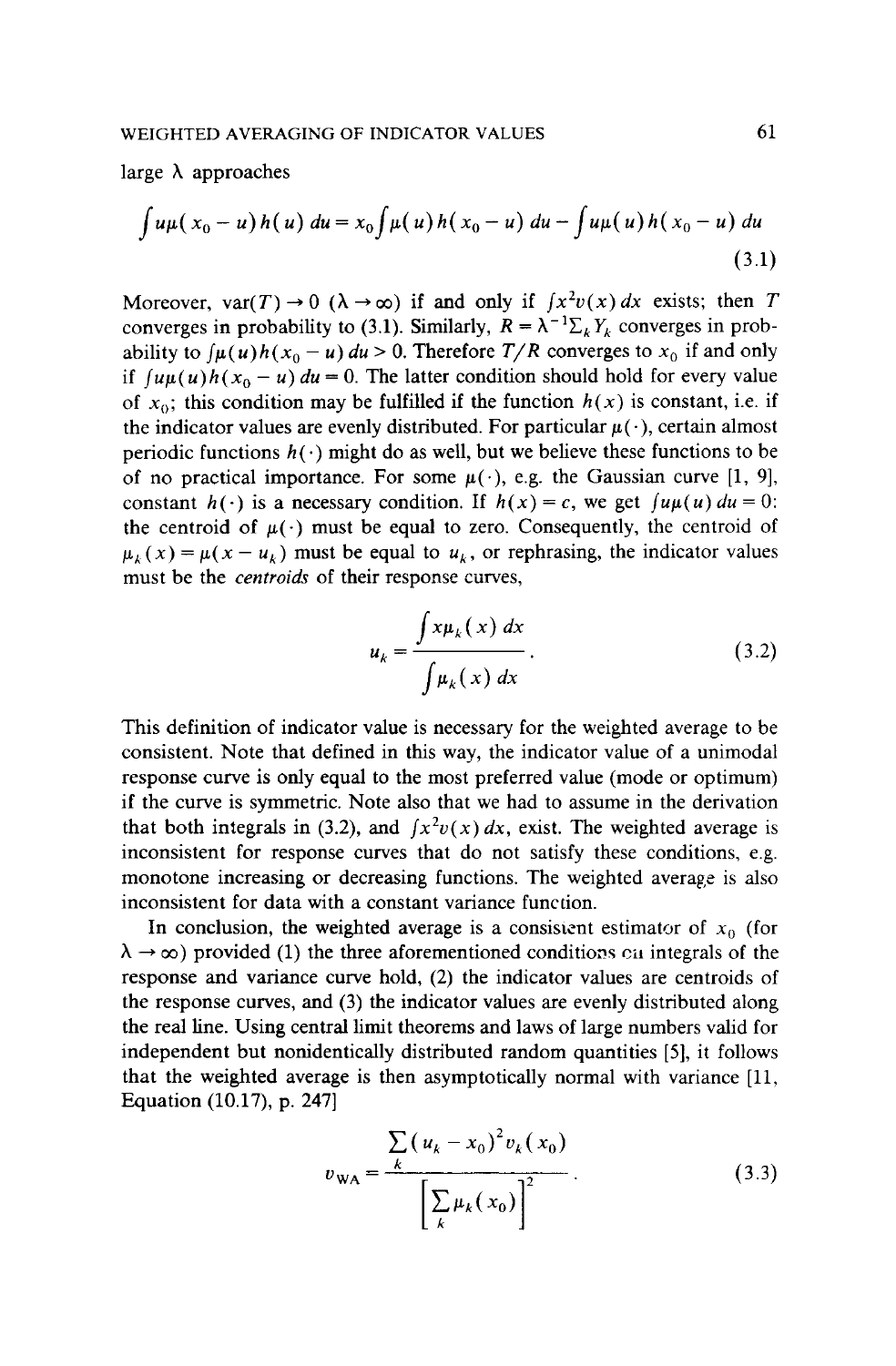large $\lambda$ approaches

$$\int u\mu(x_0 - u)h(u)\,du = x_0\int \mu(u)h(x_0 - u)\,du - \int u\mu(u)h(x_0 - u)\,du \tag{3.1}$$

Moreover, $\text{var}(T) \to 0$ $(\lambda \to \infty)$ if and only if $\int x^2 v(x)\,dx$ exists; then $T$ converges in probability to (3.1). Similarly, $R = \lambda^{-1}\Sigma_k Y_k$ converges in probability to $\int \mu(u)h(x_0 - u)\,du > 0$. Therefore $T/R$ converges to $x_0$ if and only if $\int u\mu(u)h(x_0 - u)\,du = 0$. The latter condition should hold for every value of $x_0$; this condition may be fulfilled if the function $h(x)$ is constant, i.e. if the indicator values are evenly distributed. For particular $\mu(\cdot)$, certain almost periodic functions $h(\cdot)$ might do as well, but we believe these functions to be of no practical importance. For some $\mu(\cdot)$, e.g. the Gaussian curve [1, 9], constant $h(\cdot)$ is a necessary condition. If $h(x) = c$, we get $\int u\mu(u)\,du = 0$: the centroid of $\mu(\cdot)$ must be equal to zero. Consequently, the centroid of $\mu_k(x) = \mu(x - u_k)$ must be equal to $u_k$, or rephrasing, the indicator values must be the *centroids* of their response curves,

$$u_k = \frac{\int x\mu_k(x)\,dx}{\int \mu_k(x)\,dx}. \tag{3.2}$$

This definition of indicator value is necessary for the weighted average to be consistent. Note that defined in this way, the indicator value of a unimodal response curve is only equal to the most preferred value (mode or optimum) if the curve is symmetric. Note also that we had to assume in the derivation that both integrals in (3.2), and $\int x^2 v(x)\,dx$, exist. The weighted average is inconsistent for response curves that do not satisfy these conditions, e.g. monotone increasing or decreasing functions. The weighted average is also inconsistent for data with a constant variance function.

In conclusion, the weighted average is a consistent estimator of $x_0$ (for $\lambda \to \infty$) provided (1) the three aforementioned conditions on integrals of the response and variance curve hold, (2) the indicator values are centroids of the response curves, and (3) the indicator values are evenly distributed along the real line. Using central limit theorems and laws of large numbers valid for independent but nonidentically distributed random quantities [5], it follows that the weighted average is then asymptotically normal with variance [11, Equation (10.17), p. 247]

$$v_{\text{WA}} = \frac{\sum_k (u_k - x_0)^2 v_k(x_0)}{\left[\sum_k \mu_k(x_0)\right]^2}. \tag{3.3}$$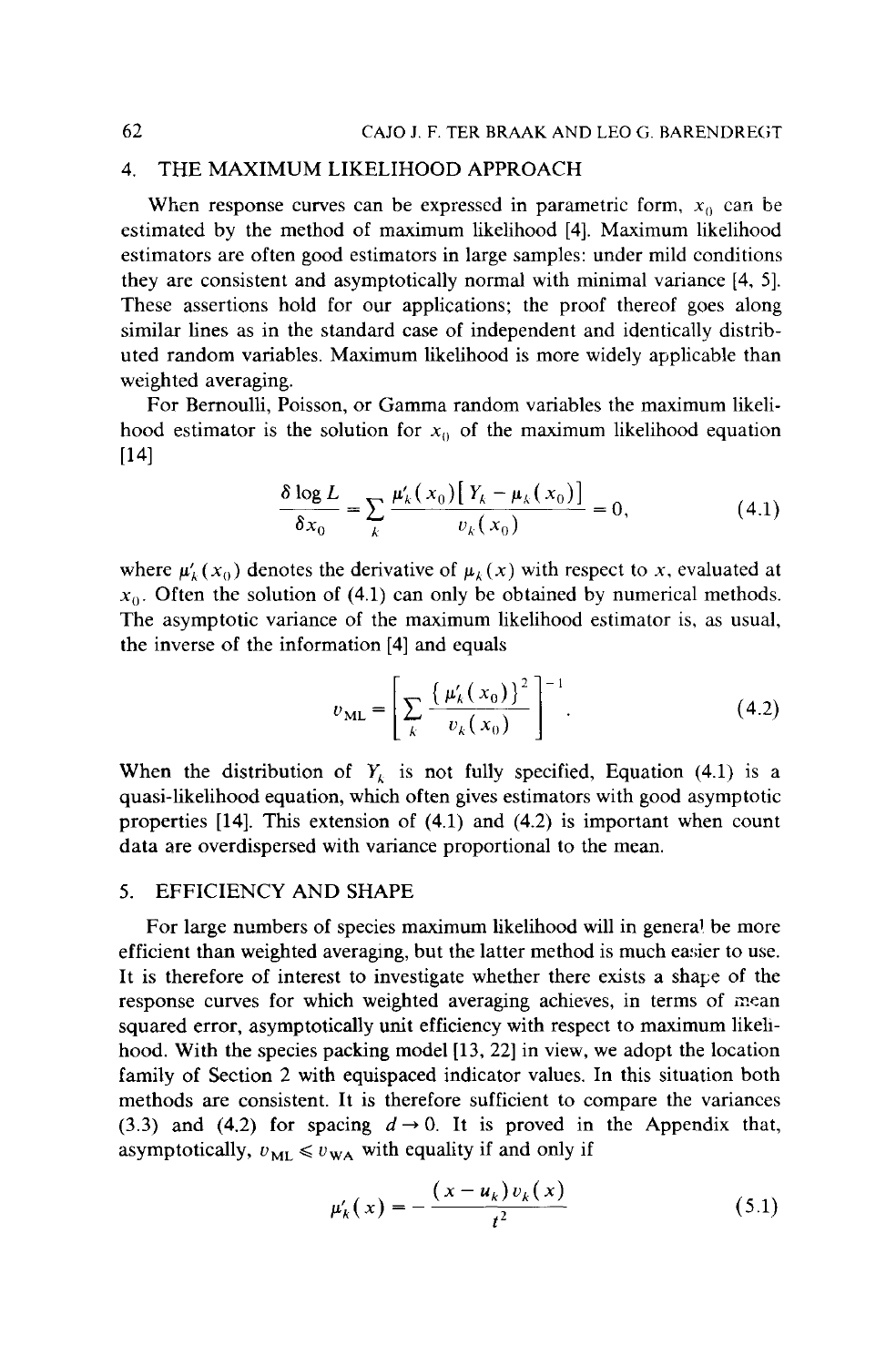## 4. THE MAXIMUM LIKELIHOOD APPROACH

When response curves can be expressed in parametric form, $x_0$ can be estimated by the method of maximum likelihood [4]. Maximum likelihood estimators are often good estimators in large samples: under mild conditions they are consistent and asymptotically normal with minimal variance [4, 5]. These assertions hold for our applications; the proof thereof goes along similar lines as in the standard case of independent and identically distributed random variables. Maximum likelihood is more widely applicable than weighted averaging.

For Bernoulli, Poisson, or Gamma random variables the maximum likelihood estimator is the solution for $x_0$ of the maximum likelihood equation [14]

$$\frac{\delta \log L}{\delta x_0} = \sum_k \frac{\mu_k'(x_0)[Y_k - \mu_k(x_0)]}{v_k(x_0)} = 0, \tag{4.1}$$

where $\mu_k'(x_0)$ denotes the derivative of $\mu_k(x)$ with respect to $x$, evaluated at $x_0$. Often the solution of (4.1) can only be obtained by numerical methods. The asymptotic variance of the maximum likelihood estimator is, as usual, the inverse of the information [4] and equals

$$v_{\mathrm{ML}} = \left[ \sum_k \frac{\{\mu_k'(x_0)\}^2}{v_k(x_0)} \right]^{-1}. \tag{4.2}$$

When the distribution of $Y_k$ is not fully specified, Equation (4.1) is a quasi-likelihood equation, which often gives estimators with good asymptotic properties [14]. This extension of (4.1) and (4.2) is important when count data are overdispersed with variance proportional to the mean.

## 5. EFFICIENCY AND SHAPE

For large numbers of species maximum likelihood will in general be more efficient than weighted averaging, but the latter method is much easier to use. It is therefore of interest to investigate whether there exists a shape of the response curves for which weighted averaging achieves, in terms of mean squared error, asymptotically unit efficiency with respect to maximum likelihood. With the species packing model [13, 22] in view, we adopt the location family of Section 2 with equispaced indicator values. In this situation both methods are consistent. It is therefore sufficient to compare the variances (3.3) and (4.2) for spacing $d \to 0$. It is proved in the Appendix that, asymptotically, $v_{\mathrm{ML}} \leqslant v_{\mathrm{WA}}$ with equality if and only if

$$\mu_k'(x) = -\frac{(x - u_k)v_k(x)}{t^2} \tag{5.1}$$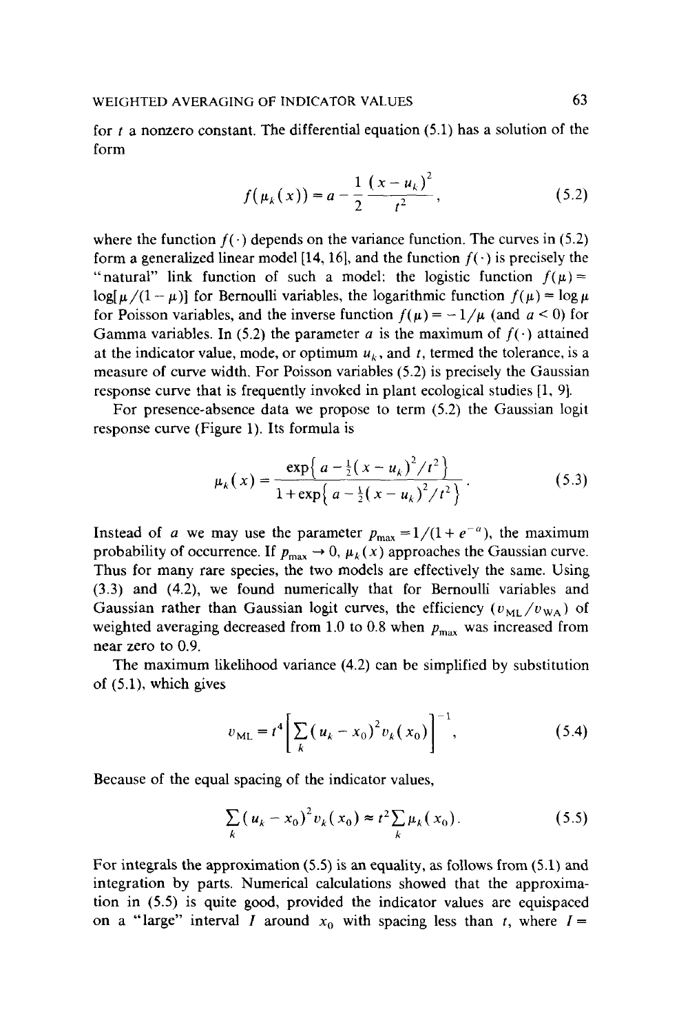for $t$ a nonzero constant. The differential equation (5.1) has a solution of the form

$$f(\mu_k(x)) = a - \frac{1}{2}\frac{(x - u_k)^2}{t^2}, \tag{5.2}$$

where the function $f(\cdot)$ depends on the variance function. The curves in (5.2) form a generalized linear model [14, 16], and the function $f(\cdot)$ is precisely the "natural" link function of such a model: the logistic function $f(\mu) = \log[\mu/(1-\mu)]$ for Bernoulli variables, the logarithmic function $f(\mu) = \log \mu$ for Poisson variables, and the inverse function $f(\mu) = -1/\mu$ (and $a < 0$) for Gamma variables. In (5.2) the parameter $a$ is the maximum of $f(\cdot)$ attained at the indicator value, mode, or optimum $u_k$, and $t$, termed the tolerance, is a measure of curve width. For Poisson variables (5.2) is precisely the Gaussian response curve that is frequently invoked in plant ecological studies [1, 9].

For presence-absence data we propose to term (5.2) the Gaussian logit response curve (Figure 1). Its formula is

$$\mu_k(x) = \frac{\exp\{a - \frac{1}{2}(x - u_k)^2/t^2\}}{1 + \exp\{a - \frac{1}{2}(x - u_k)^2/t^2\}}. \tag{5.3}$$

Instead of $a$ we may use the parameter $p_{\max} = 1/(1 + e^{-a})$, the maximum probability of occurrence. If $p_{\max} \to 0$, $\mu_k(x)$ approaches the Gaussian curve. Thus for many rare species, the two models are effectively the same. Using (3.3) and (4.2), we found numerically that for Bernoulli variables and Gaussian rather than Gaussian logit curves, the efficiency $(v_{\mathrm{ML}}/v_{\mathrm{WA}})$ of weighted averaging decreased from 1.0 to 0.8 when $p_{\max}$ was increased from near zero to 0.9.

The maximum likelihood variance (4.2) can be simplified by substitution of (5.1), which gives

$$v_{\mathrm{ML}} = t^4\left[\sum_k (u_k - x_0)^2 v_k(x_0)\right]^{-1}, \tag{5.4}$$

Because of the equal spacing of the indicator values,

$$\sum_k (u_k - x_0)^2 v_k(x_0) \approx t^2 \sum_k \mu_k(x_0). \tag{5.5}$$

For integrals the approximation (5.5) is an equality, as follows from (5.1) and integration by parts. Numerical calculations showed that the approximation in (5.5) is quite good, provided the indicator values are equispaced on a "large" interval $I$ around $x_0$ with spacing less than $t$, where $I =$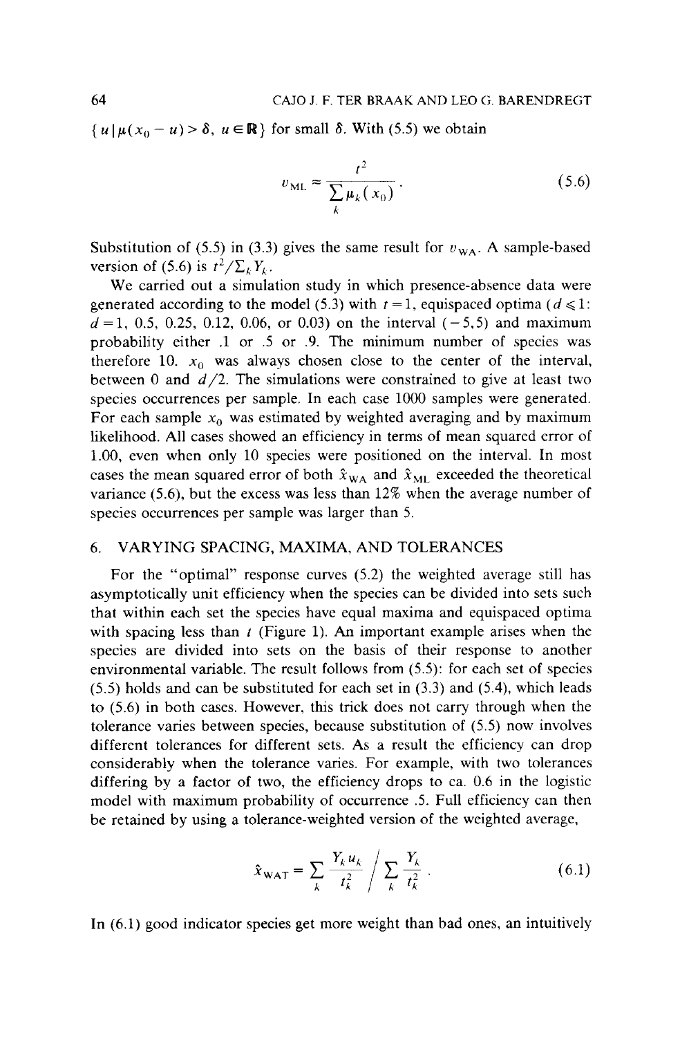$\{u \mid \mu(x_0 - u) > \delta,\ u \in \mathbb{R}\}$ for small $\delta$. With (5.5) we obtain

$$v_{\mathrm{ML}} \approx \frac{t^2}{\sum_k \mu_k(x_0)}. \tag{5.6}$$

Substitution of (5.5) in (3.3) gives the same result for $v_{\mathrm{WA}}$. A sample-based version of (5.6) is $t^2/\sum_k Y_k$.

We carried out a simulation study in which presence-absence data were generated according to the model (5.3) with $t = 1$, equispaced optima ($d \leqslant 1$: $d = 1$, 0.5, 0.25, 0.12, 0.06, or 0.03) on the interval $(-5, 5)$ and maximum probability either .1 or .5 or .9. The minimum number of species was therefore 10. $x_0$ was always chosen close to the center of the interval, between 0 and $d/2$. The simulations were constrained to give at least two species occurrences per sample. In each case 1000 samples were generated. For each sample $x_0$ was estimated by weighted averaging and by maximum likelihood. All cases showed an efficiency in terms of mean squared error of 1.00, even when only 10 species were positioned on the interval. In most cases the mean squared error of both $\hat{x}_{\mathrm{WA}}$ and $\hat{x}_{\mathrm{ML}}$ exceeded the theoretical variance (5.6), but the excess was less than 12% when the average number of species occurrences per sample was larger than 5.

## 6. VARYING SPACING, MAXIMA, AND TOLERANCES

For the "optimal" response curves (5.2) the weighted average still has asymptotically unit efficiency when the species can be divided into sets such that within each set the species have equal maxima and equispaced optima with spacing less than $t$ (Figure 1). An important example arises when the species are divided into sets on the basis of their response to another environmental variable. The result follows from (5.5): for each set of species (5.5) holds and can be substituted for each set in (3.3) and (5.4), which leads to (5.6) in both cases. However, this trick does not carry through when the tolerance varies between species, because substitution of (5.5) now involves different tolerances for different sets. As a result the efficiency can drop considerably when the tolerance varies. For example, with two tolerances differing by a factor of two, the efficiency drops to ca. 0.6 in the logistic model with maximum probability of occurrence .5. Full efficiency can then be retained by using a tolerance-weighted version of the weighted average,

$$\hat{x}_{\mathrm{WAT}} = \sum_k \frac{Y_k u_k}{t_k^2} \bigg/ \sum_k \frac{Y_k}{t_k^2}. \tag{6.1}$$

In (6.1) good indicator species get more weight than bad ones, an intuitively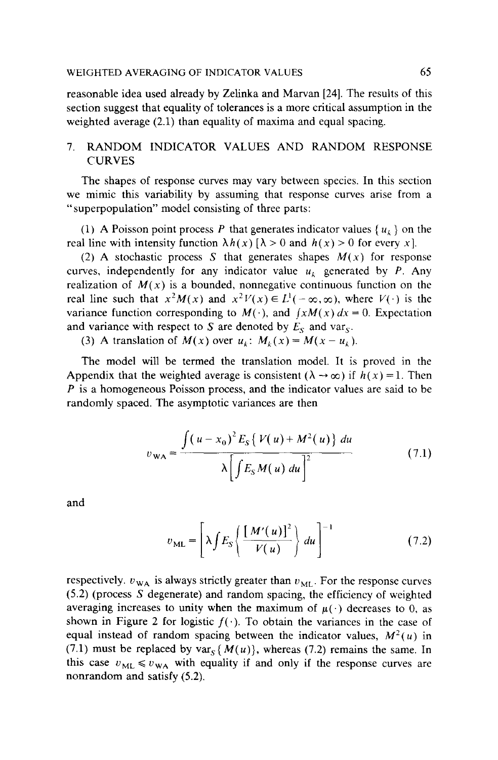reasonable idea used already by Zelinka and Marvan [24]. The results of this section suggest that equality of tolerances is a more critical assumption in the weighted average (2.1) than equality of maxima and equal spacing.

## 7. RANDOM INDICATOR VALUES AND RANDOM RESPONSE CURVES

The shapes of response curves may vary between species. In this section we mimic this variability by assuming that response curves arise from a "superpopulation" model consisting of three parts:

(1) A Poisson point process $P$ that generates indicator values $\{u_k\}$ on the real line with intensity function $\lambda h(x)$ [$\lambda > 0$ and $h(x) > 0$ for every $x$].

(2) A stochastic process $S$ that generates shapes $M(x)$ for response curves, independently for any indicator value $u_k$ generated by $P$. Any realization of $M(x)$ is a bounded, nonnegative continuous function on the real line such that $x^2 M(x)$ and $x^2 V(x) \in L^1(-\infty, \infty)$, where $V(\cdot)$ is the variance function corresponding to $M(\cdot)$, and $\int x M(x)\,dx = 0$. Expectation and variance with respect to $S$ are denoted by $E_S$ and $\text{var}_S$.

(3) A translation of $M(x)$ over $u_k$: $M_k(x) = M(x - u_k)$.

The model will be termed the translation model. It is proved in the Appendix that the weighted average is consistent ($\lambda \to \infty$) if $h(x) = 1$. Then $P$ is a homogeneous Poisson process, and the indicator values are said to be randomly spaced. The asymptotic variances are then

$$v_{\text{WA}} = \frac{\int (u - x_0)^2 E_S\{V(u) + M^2(u)\}\,du}{\lambda\left[\int E_S M(u)\,du\right]^2} \tag{7.1}$$

and

$$v_{\text{ML}} = \left[\lambda \int E_S\left\{\frac{[M'(u)]^2}{V(u)}\right\} du\right]^{-1} \tag{7.2}$$

respectively. $v_{\text{WA}}$ is always strictly greater than $v_{\text{ML}}$. For the response curves (5.2) (process $S$ degenerate) and random spacing, the efficiency of weighted averaging increases to unity when the maximum of $\mu(\cdot)$ decreases to 0, as shown in Figure 2 for logistic $f(\cdot)$. To obtain the variances in the case of equal instead of random spacing between the indicator values, $M^2(u)$ in (7.1) must be replaced by $\text{var}_S\{M(u)\}$, whereas (7.2) remains the same. In this case $v_{\text{ML}} \leqslant v_{\text{WA}}$ with equality if and only if the response curves are nonrandom and satisfy (5.2).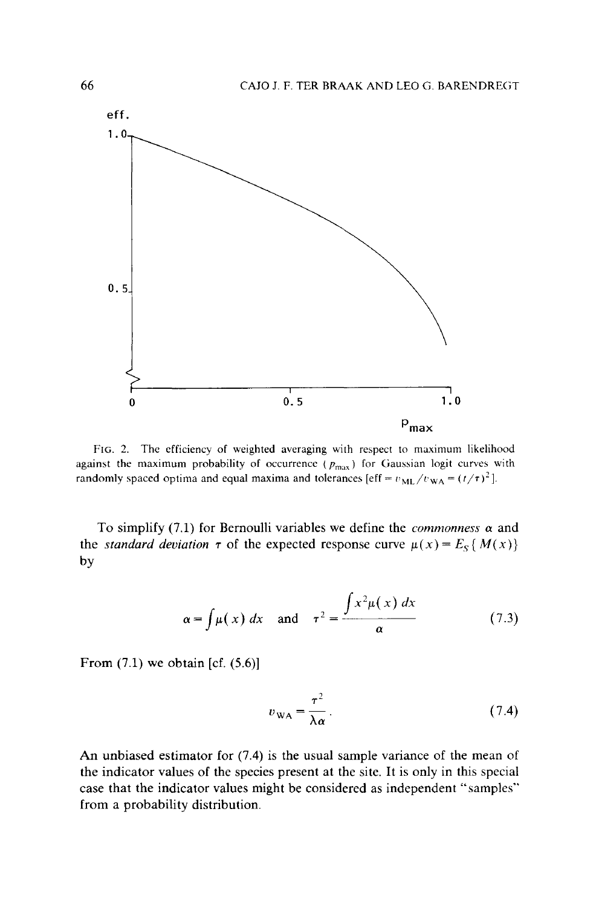FIG. 2. The efficiency of weighted averaging with respect to maximum likelihood against the maximum probability of occurrence ($p_{max}$) for Gaussian logit curves with randomly spaced optima and equal maxima and tolerances [eff $= v_{ML}/v_{WA} = (t/\tau)^2$].

To simplify (7.1) for Bernoulli variables we define the *commonness* $\alpha$ and the *standard deviation* $\tau$ of the expected response curve $\mu(x) = E_S\{M(x)\}$ by

$$\alpha = \int \mu(x)\, dx \quad \text{and} \quad \tau^2 = \frac{\int x^2 \mu(x)\, dx}{\alpha} \tag{7.3}$$

From (7.1) we obtain [cf. (5.6)]

$$v_{WA} = \frac{\tau^2}{\lambda \alpha}. \tag{7.4}$$

An unbiased estimator for (7.4) is the usual sample variance of the mean of the indicator values of the species present at the site. It is only in this special case that the indicator values might be considered as independent "samples" from a probability distribution.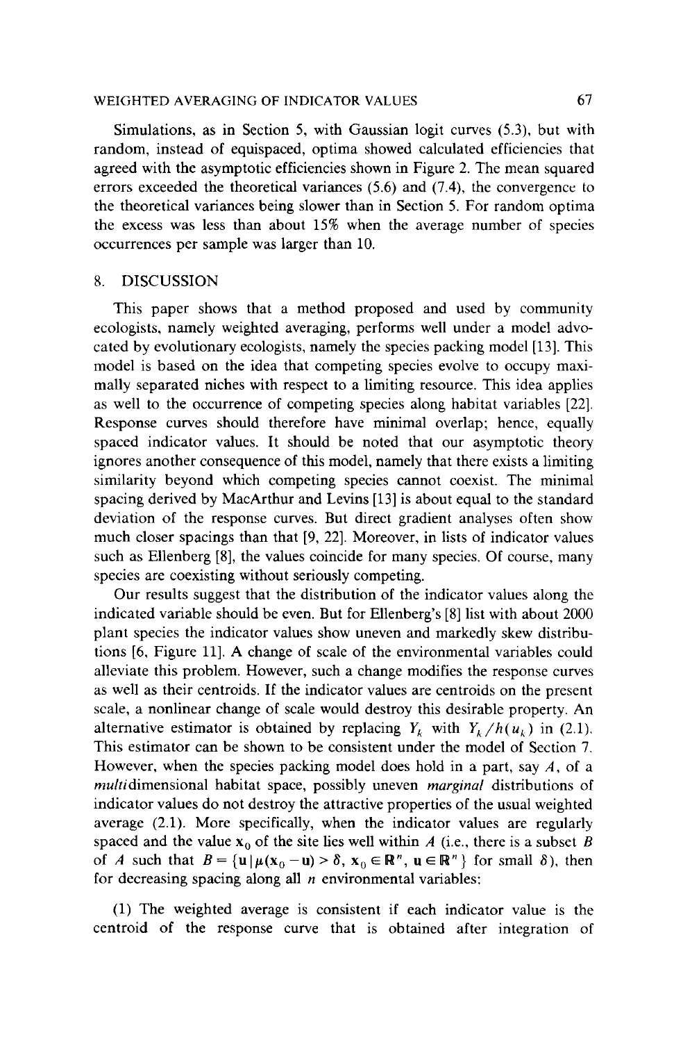Simulations, as in Section 5, with Gaussian logit curves (5.3), but with random, instead of equispaced, optima showed calculated efficiencies that agreed with the asymptotic efficiencies shown in Figure 2. The mean squared errors exceeded the theoretical variances (5.6) and (7.4), the convergence to the theoretical variances being slower than in Section 5. For random optima the excess was less than about 15% when the average number of species occurrences per sample was larger than 10.

## 8. DISCUSSION

This paper shows that a method proposed and used by community ecologists, namely weighted averaging, performs well under a model advocated by evolutionary ecologists, namely the species packing model [13]. This model is based on the idea that competing species evolve to occupy maximally separated niches with respect to a limiting resource. This idea applies as well to the occurrence of competing species along habitat variables [22]. Response curves should therefore have minimal overlap; hence, equally spaced indicator values. It should be noted that our asymptotic theory ignores another consequence of this model, namely that there exists a limiting similarity beyond which competing species cannot coexist. The minimal spacing derived by MacArthur and Levins [13] is about equal to the standard deviation of the response curves. But direct gradient analyses often show much closer spacings than that [9, 22]. Moreover, in lists of indicator values such as Ellenberg [8], the values coincide for many species. Of course, many species are coexisting without seriously competing.

Our results suggest that the distribution of the indicator values along the indicated variable should be even. But for Ellenberg's [8] list with about 2000 plant species the indicator values show uneven and markedly skew distributions [6, Figure 11]. A change of scale of the environmental variables could alleviate this problem. However, such a change modifies the response curves as well as their centroids. If the indicator values are centroids on the present scale, a nonlinear change of scale would destroy this desirable property. An alternative estimator is obtained by replacing $Y_k$ with $Y_k/h(u_k)$ in (2.1). This estimator can be shown to be consistent under the model of Section 7. However, when the species packing model does hold in a part, say $A$, of a *multi*dimensional habitat space, possibly uneven *marginal* distributions of indicator values do not destroy the attractive properties of the usual weighted average (2.1). More specifically, when the indicator values are regularly spaced and the value $\mathbf{x}_0$ of the site lies well within $A$ (i.e., there is a subset $B$ of $A$ such that $B = \{\mathbf{u} \mid \mu(\mathbf{x}_0 - \mathbf{u}) > \delta,\ \mathbf{x}_0 \in \mathbb{R}^n,\ \mathbf{u} \in \mathbb{R}^n\}$ for small $\delta$), then for decreasing spacing along all $n$ environmental variables:

(1) The weighted average is consistent if each indicator value is the centroid of the response curve that is obtained after integration of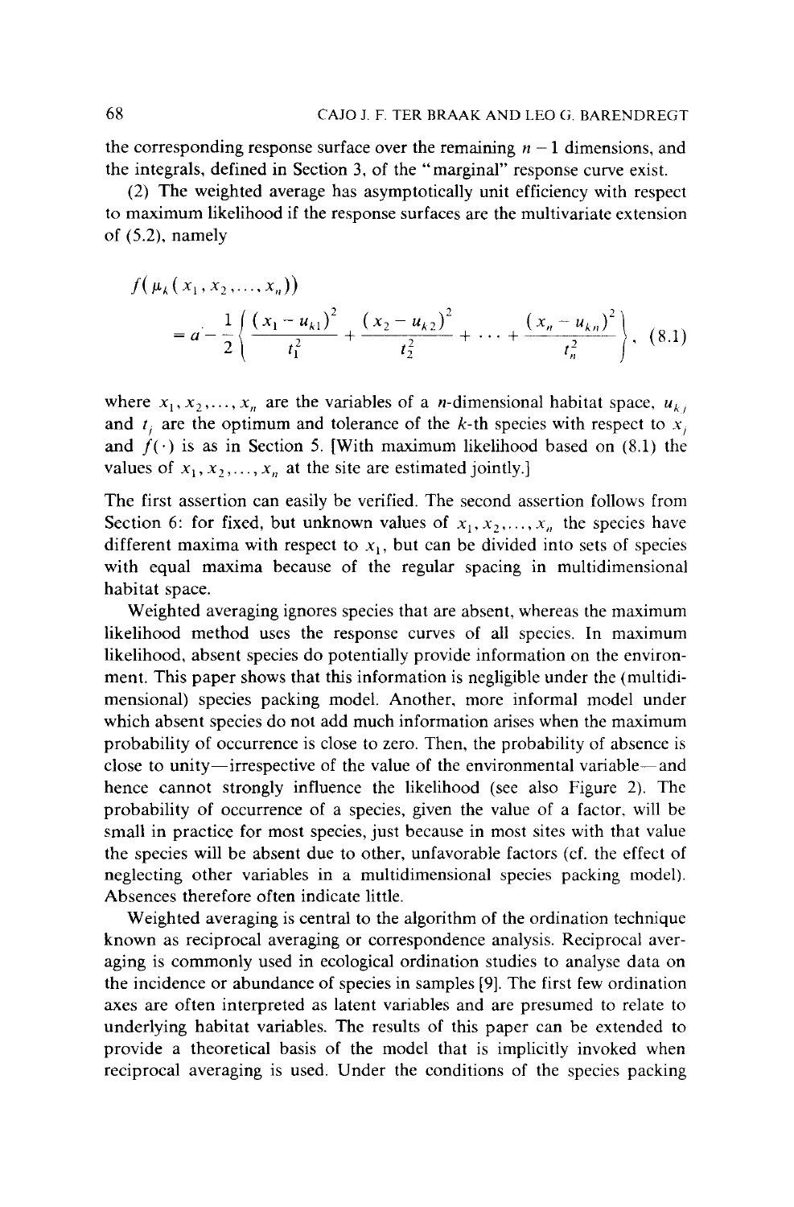the corresponding response surface over the remaining $n-1$ dimensions, and the integrals, defined in Section 3, of the "marginal" response curve exist.

(2) The weighted average has asymptotically unit efficiency with respect to maximum likelihood if the response surfaces are the multivariate extension of (5.2), namely

$$f(\mu_k(x_1, x_2, \ldots, x_n)) = a - \frac{1}{2}\left\{\frac{(x_1 - u_{k1})^2}{t_1^2} + \frac{(x_2 - u_{k2})^2}{t_2^2} + \cdots + \frac{(x_n - u_{kn})^2}{t_n^2}\right\}, \quad (8.1)$$

where $x_1, x_2, \ldots, x_n$ are the variables of a $n$-dimensional habitat space, $u_{kj}$ and $t_j$ are the optimum and tolerance of the $k$-th species with respect to $x_j$ and $f(\cdot)$ is as in Section 5. [With maximum likelihood based on (8.1) the values of $x_1, x_2, \ldots, x_n$ at the site are estimated jointly.]

The first assertion can easily be verified. The second assertion follows from Section 6: for fixed, but unknown values of $x_1, x_2, \ldots, x_n$ the species have different maxima with respect to $x_1$, but can be divided into sets of species with equal maxima because of the regular spacing in multidimensional habitat space.

Weighted averaging ignores species that are absent, whereas the maximum likelihood method uses the response curves of all species. In maximum likelihood, absent species do potentially provide information on the environment. This paper shows that this information is negligible under the (multidimensional) species packing model. Another, more informal model under which absent species do not add much information arises when the maximum probability of occurrence is close to zero. Then, the probability of absence is close to unity—irrespective of the value of the environmental variable—and hence cannot strongly influence the likelihood (see also Figure 2). The probability of occurrence of a species, given the value of a factor, will be small in practice for most species, just because in most sites with that value the species will be absent due to other, unfavorable factors (cf. the effect of neglecting other variables in a multidimensional species packing model). Absences therefore often indicate little.

Weighted averaging is central to the algorithm of the ordination technique known as reciprocal averaging or correspondence analysis. Reciprocal averaging is commonly used in ecological ordination studies to analyse data on the incidence or abundance of species in samples [9]. The first few ordination axes are often interpreted as latent variables and are presumed to relate to underlying habitat variables. The results of this paper can be extended to provide a theoretical basis of the model that is implicitly invoked when reciprocal averaging is used. Under the conditions of the species packing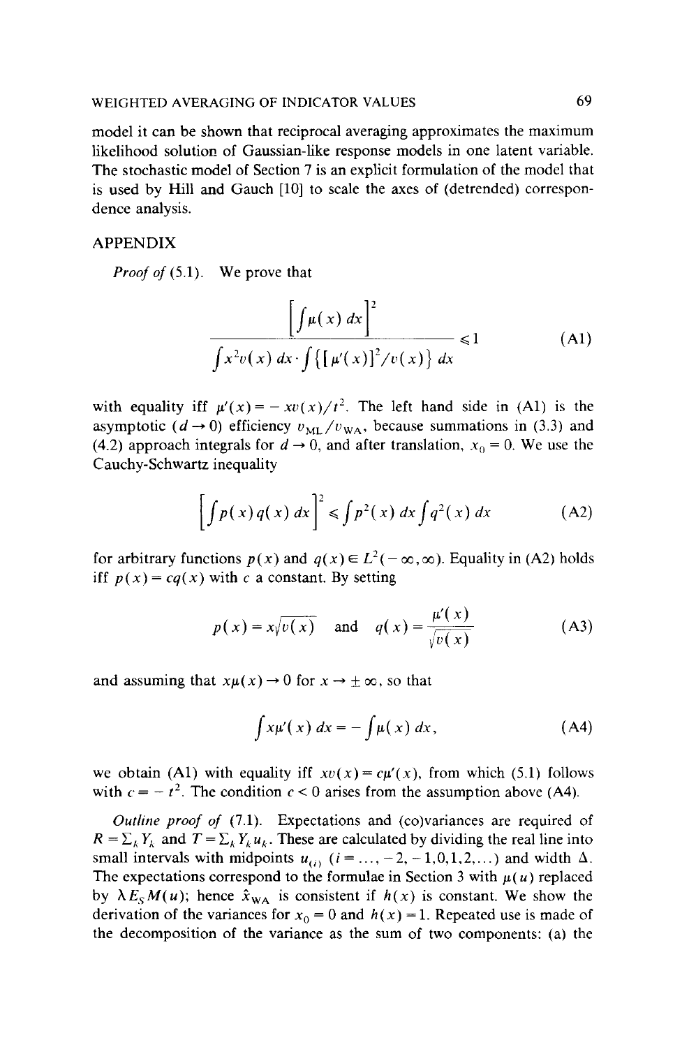model it can be shown that reciprocal averaging approximates the maximum likelihood solution of Gaussian-like response models in one latent variable. The stochastic model of Section 7 is an explicit formulation of the model that is used by Hill and Gauch [10] to scale the axes of (detrended) correspondence analysis.

## APPENDIX

*Proof of* (5.1). We prove that

$$\frac{\left[\int \mu(x)\, dx\right]^2}{\int x^2 v(x)\, dx \cdot \int \{[\mu'(x)]^2/v(x)\}\, dx} \leqslant 1 \tag{A1}$$

with equality iff $\mu'(x) = -xv(x)/t^2$. The left hand side in (A1) is the asymptotic ($d \to 0$) efficiency $v_{\mathrm{ML}}/v_{\mathrm{WA}}$, because summations in (3.3) and (4.2) approach integrals for $d \to 0$, and after translation, $x_0 = 0$. We use the Cauchy-Schwartz inequality

$$\left[\int p(x) q(x)\, dx\right]^2 \leqslant \int p^2(x)\, dx \int q^2(x)\, dx \tag{A2}$$

for arbitrary functions $p(x)$ and $q(x) \in L^2(-\infty, \infty)$. Equality in (A2) holds iff $p(x) = cq(x)$ with $c$ a constant. By setting

$$p(x) = x\sqrt{v(x)} \quad \text{and} \quad q(x) = \frac{\mu'(x)}{\sqrt{v(x)}} \tag{A3}$$

and assuming that $x\mu(x) \to 0$ for $x \to \pm\infty$, so that

$$\int x\mu'(x)\, dx = -\int \mu(x)\, dx, \tag{A4}$$

we obtain (A1) with equality iff $xv(x) = c\mu'(x)$, from which (5.1) follows with $c = -t^2$. The condition $c < 0$ arises from the assumption above (A4).

*Outline proof of* (7.1). Expectations and (co)variances are required of $R = \Sigma_k Y_k$ and $T = \Sigma_k Y_k u_k$. These are calculated by dividing the real line into small intervals with midpoints $u_{(i)}$ ($i = \ldots, -2, -1, 0, 1, 2, \ldots$) and width $\Delta$. The expectations correspond to the formulae in Section 3 with $\mu(u)$ replaced by $\lambda E_S M(u)$; hence $\hat{x}_{\mathrm{WA}}$ is consistent if $h(x)$ is constant. We show the derivation of the variances for $x_0 = 0$ and $h(x) = 1$. Repeated use is made of the decomposition of the variance as the sum of two components: (a) the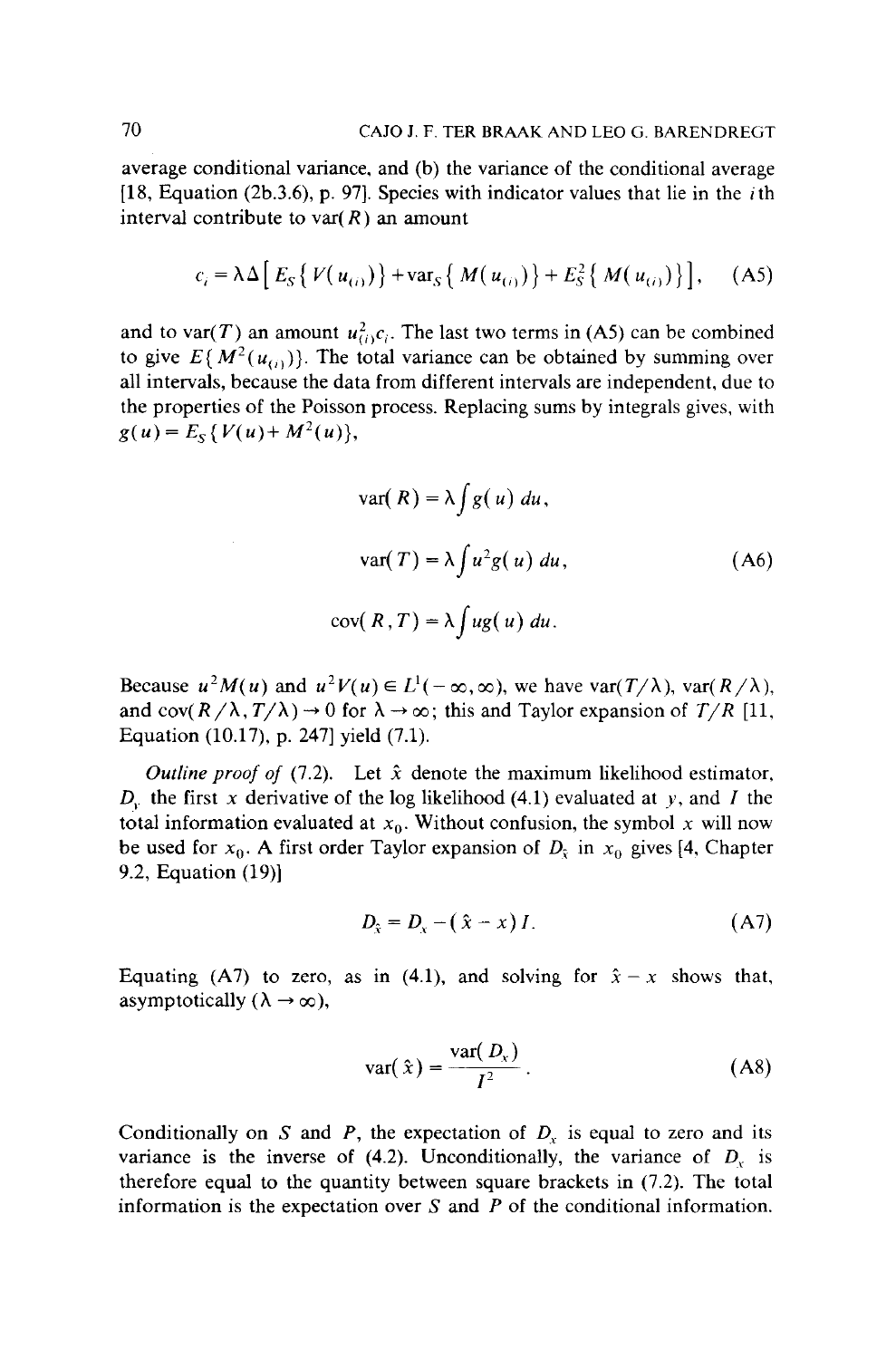average conditional variance, and (b) the variance of the conditional average [18, Equation (2b.3.6), p. 97]. Species with indicator values that lie in the $i$th interval contribute to var($R$) an amount

$$c_i = \lambda\Delta\left[ E_S\{ V(u_{(i)})\} + \mathrm{var}_S\{ M(u_{(i)})\} + E_S^2\{ M(u_{(i)})\}\right], \tag{A5}$$

and to var($T$) an amount $u_{(i)}^2 c_i$. The last two terms in (A5) can be combined to give $E\{ M^2(u_{(i)})\}$. The total variance can be obtained by summing over all intervals, because the data from different intervals are independent, due to the properties of the Poisson process. Replacing sums by integrals gives, with $g(u) = E_S\{ V(u) + M^2(u)\}$,

$$\begin{aligned}
\mathrm{var}(R) &= \lambda \int g(u)\, du,\\
\mathrm{var}(T) &= \lambda \int u^2 g(u)\, du, \\
\mathrm{cov}(R, T) &= \lambda \int u g(u)\, du.
\end{aligned} \tag{A6}$$

Because $u^2 M(u)$ and $u^2 V(u) \in L^1(-\infty, \infty)$, we have var($T/\lambda$), var($R/\lambda$), and cov($R/\lambda, T/\lambda$) $\to 0$ for $\lambda \to \infty$; this and Taylor expansion of $T/R$ [11, Equation (10.17), p. 247] yield (7.1).

*Outline proof of* (7.2). Let $\hat{x}$ denote the maximum likelihood estimator, $D_y$ the first $x$ derivative of the log likelihood (4.1) evaluated at $y$, and $I$ the total information evaluated at $x_0$. Without confusion, the symbol $x$ will now be used for $x_0$. A first order Taylor expansion of $D_{\hat{x}}$ in $x_0$ gives [4, Chapter 9.2, Equation (19)]

$$D_{\hat{x}} = D_x - (\hat{x} - x) I. \tag{A7}$$

Equating (A7) to zero, as in (4.1), and solving for $\hat{x} - x$ shows that, asymptotically ($\lambda \to \infty$),

$$\mathrm{var}(\hat{x}) = \frac{\mathrm{var}(D_x)}{I^2}. \tag{A8}$$

Conditionally on $S$ and $P$, the expectation of $D_x$ is equal to zero and its variance is the inverse of (4.2). Unconditionally, the variance of $D_x$ is therefore equal to the quantity between square brackets in (7.2). The total information is the expectation over $S$ and $P$ of the conditional information.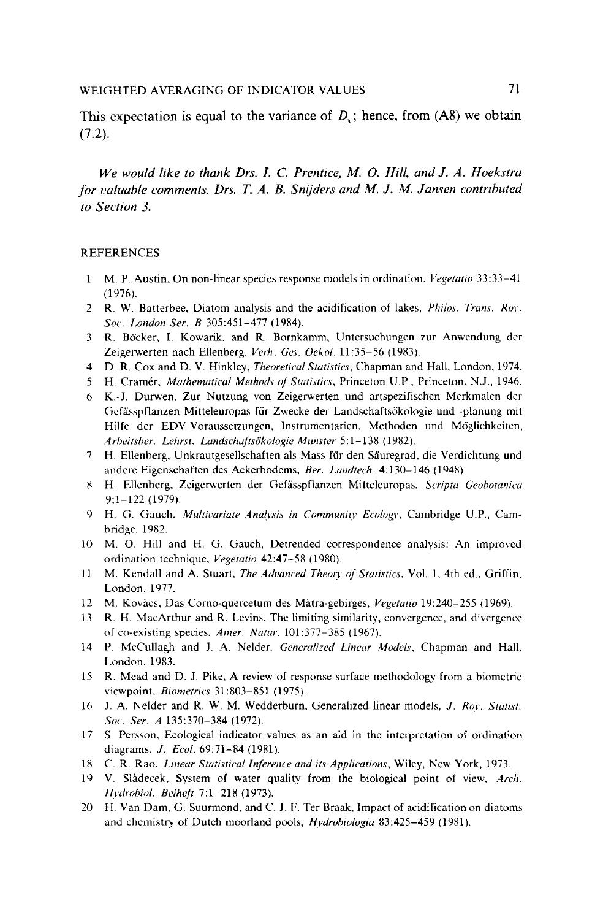This expectation is equal to the variance of $D_x$; hence, from (A8) we obtain (7.2).

*We would like to thank Drs. I. C. Prentice, M. O. Hill, and J. A. Hoekstra for valuable comments. Drs. T. A. B. Snijders and M. J. M. Jansen contributed to Section 3.*

## REFERENCES

1. M. P. Austin, On non-linear species response models in ordination, *Vegetatio* 33:33–41 (1976).
2. R. W. Batterbee, Diatom analysis and the acidification of lakes, *Philos. Trans. Roy. Soc. London Ser. B* 305:451–477 (1984).
3. R. Böcker, I. Kowarik, and R. Bornkamm, Untersuchungen zur Anwendung der Zeigerwerten nach Ellenberg, *Verh. Ges. Oekol.* 11:35–56 (1983).
4. D. R. Cox and D. V. Hinkley, *Theoretical Statistics*, Chapman and Hall, London, 1974.
5. H. Cramér, *Mathematical Methods of Statistics*, Princeton U.P., Princeton, N.J., 1946.
6. K.-J. Durwen, Zur Nutzung von Zeigerwerten und artspezifischen Merkmalen der Gefässpflanzen Mitteleuropas für Zwecke der Landschaftsökologie und -planung mit Hilfe der EDV-Voraussetzungen, Instrumentarien, Methoden und Möglichkeiten, *Arbeitsber. Lehrst. Landschaftsökologie Munster* 5:1–138 (1982).
7. H. Ellenberg, Unkrautgesellschaften als Mass für den Säuregrad, die Verdichtung und andere Eigenschaften des Ackerbodems, *Ber. Landtech.* 4:130–146 (1948).
8. H. Ellenberg, Zeigerwerten der Gefässpflanzen Mitteleuropas, *Scripta Geobotanica* 9:1–122 (1979).
9. H. G. Gauch, *Multivariate Analysis in Community Ecology*, Cambridge U.P., Cambridge, 1982.
10. M. O. Hill and H. G. Gauch, Detrended correspondence analysis: An improved ordination technique, *Vegetatio* 42:47–58 (1980).
11. M. Kendall and A. Stuart, *The Advanced Theory of Statistics*, Vol. 1, 4th ed., Griffin, London, 1977.
12. M. Kovács, Das Corno-quercetum des Mátra-gebirges, *Vegetatio* 19:240–255 (1969).
13. R. H. MacArthur and R. Levins, The limiting similarity, convergence, and divergence of co-existing species, *Amer. Natur.* 101:377–385 (1967).
14. P. McCullagh and J. A. Nelder, *Generalized Linear Models*, Chapman and Hall, London, 1983.
15. R. Mead and D. J. Pike, A review of response surface methodology from a biometric viewpoint, *Biometrics* 31:803–851 (1975).
16. J. A. Nelder and R. W. M. Wedderburn, Generalized linear models, *J. Roy. Statist. Soc. Ser. A* 135:370–384 (1972).
17. S. Persson, Ecological indicator values as an aid in the interpretation of ordination diagrams, *J. Ecol.* 69:71–84 (1981).
18. C. R. Rao, *Linear Statistical Inference and its Applications*, Wiley, New York, 1973.
19. V. Sládecek, System of water quality from the biological point of view, *Arch. Hydrobiol. Beiheft* 7:1–218 (1973).
20. H. Van Dam, G. Suurmond, and C. J. F. Ter Braak, Impact of acidification on diatoms and chemistry of Dutch moorland pools, *Hydrobiologia* 83:425–459 (1981).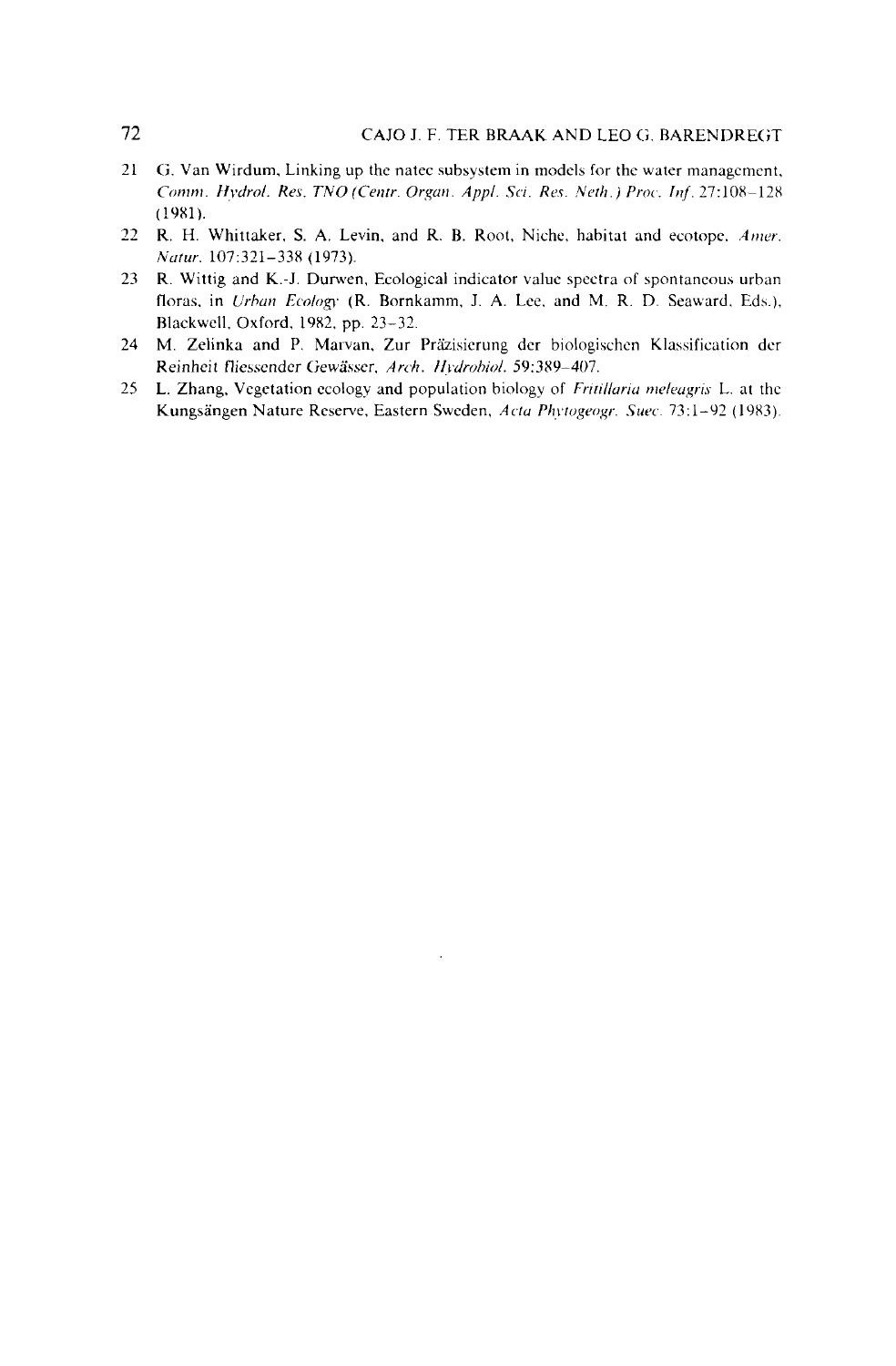21 G. Van Wirdum, Linking up the natec subsystem in models for the water management, *Comm. Hydrol. Res. TNO (Centr. Organ. Appl. Sci. Res. Neth.) Proc. Inf.* 27:108–128 (1981).

22 R. H. Whittaker, S. A. Levin, and R. B. Root, Niche, habitat and ecotope, *Amer. Natur.* 107:321–338 (1973).

23 R. Wittig and K.-J. Durwen, Ecological indicator value spectra of spontaneous urban floras, in *Urban Ecology* (R. Bornkamm, J. A. Lee, and M. R. D. Seaward, Eds.), Blackwell, Oxford, 1982, pp. 23–32.

24 M. Zelinka and P. Marvan, Zur Präzisierung der biologischen Klassification der Reinheit fliessender Gewässer, *Arch. Hydrobiol.* 59:389–407.

25 L. Zhang, Vegetation ecology and population biology of *Fritillaria meleagris* L. at the Kungsängen Nature Reserve, Eastern Sweden, *Acta Phytogeogr. Suec.* 73:1–92 (1983).